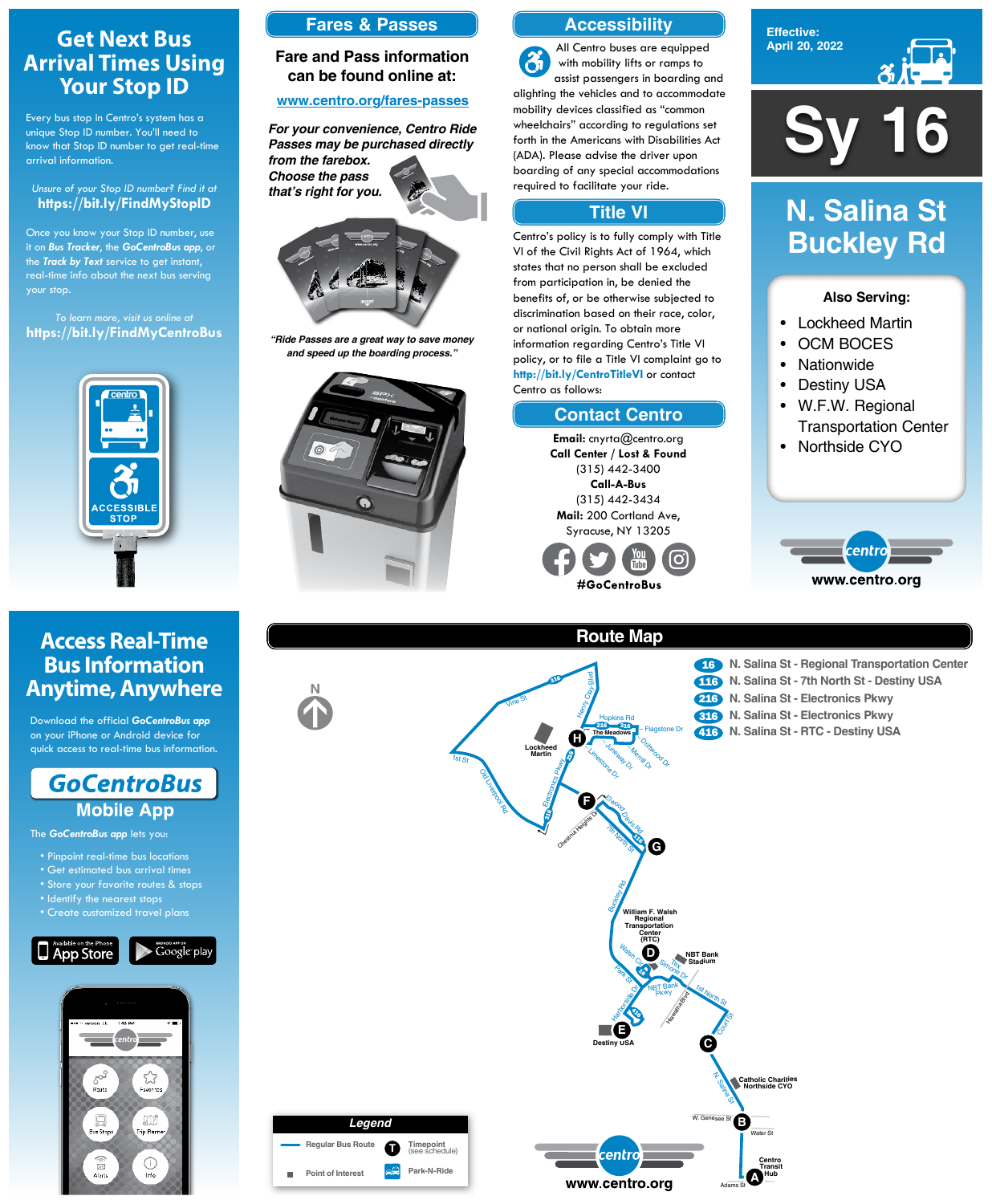# Get Next Bus Arrival Times Using Your Stop ID

Every bus stop in Centro's system has a unique Stop ID number. You'll need to know that Stop ID number to get real-time arrival information.

*Unsure of your Stop ID number? Find it at*
**https://bit.ly/FindMyStopID**

Once you know your Stop ID number, use it on ***Bus Tracker***, the ***GoCentroBus app***, or the ***Track by Text*** service to get instant, real-time info about the next bus serving your stop.

*To learn more, visit us online at*
**https://bit.ly/FindMyCentroBus**

centro
ACCESSIBLE STOP

# Fares & Passes

**Fare and Pass information can be found online at:**

**www.centro.org/fares-passes**

***For your convenience, Centro Ride Passes may be purchased directly from the farebox. Choose the pass that's right for you.***

***"Ride Passes are a great way to save money and speed up the boarding process."***

# Accessibility

All Centro buses are equipped with mobility lifts or ramps to assist passengers in boarding and alighting the vehicles and to accommodate mobility devices classified as "common wheelchairs" according to regulations set forth in the Americans with Disabilities Act (ADA). Please advise the driver upon boarding of any special accommodations required to facilitate your ride.

# Title VI

Centro's policy is to fully comply with Title VI of the Civil Rights Act of 1964, which states that no person shall be excluded from participation in, be denied the benefits of, or be otherwise subjected to discrimination based on their race, color, or national origin. To obtain more information regarding Centro's Title VI policy, or to file a Title VI complaint go to **http://bit.ly/CentroTitleVI** or contact Centro as follows:

# Contact Centro

**Email:** cnyrta@centro.org
**Call Center / Lost & Found**
(315) 442-3400
**Call-A-Bus**
(315) 442-3434
**Mail:** 200 Cortland Ave, Syracuse, NY 13205

**#GoCentroBus**

**Effective: April 20, 2022**

# Sy 16

# N. Salina St Buckley Rd

**Also Serving:**

- Lockheed Martin
- OCM BOCES
- Nationwide
- Destiny USA
- W.F.W. Regional Transportation Center
- Northside CYO

centro
**www.centro.org**

# Access Real-Time Bus Information Anytime, Anywhere

Download the official ***GoCentroBus app*** on your iPhone or Android device for quick access to real-time bus information.

## *GoCentroBus* Mobile App

The ***GoCentroBus app*** lets you:

- Pinpoint real-time bus locations
- Get estimated bus arrival times
- Store your favorite routes & stops
- Identify the nearest stops
- Create customized travel plans

Available on the iPhone App Store | Android App on Google play

# Route Map

- **16** N. Salina St - Regional Transportation Center
- **116** N. Salina St - 7th North St - Destiny USA
- **216** N. Salina St - Electronics Pkwy
- **316** N. Salina St - Electronics Pkwy
- **416** N. Salina St - RTC - Destiny USA

Timepoints: H – The Meadows; F; G; D – William F. Walsh Regional Transportation Center (RTC); E – Destiny USA; C; B; A – Centro Transit Hub

Points of interest: Lockheed Martin, William F. Walsh Regional Transportation Center (RTC), NBT Bank Stadium, Destiny USA, Catholic Charities Northside CYO, Centro Transit Hub

Streets: Vine St, Henry Clay Blvd, Hopkins Rd, Flagstone Dr, Driftwood Dr, Merrill Dr, Juneway Dr, Limestone Dr, 1st St, Old Liverpool Rd, Electronics Pkwy, Chestnut Heights Dr, Ellwood Davis Rd, 7th North St, Buckley Rd, Walsh Cir, Tex Simone Dr, Park St, Hiawatha Blvd, NBT Bank Pkwy, 1st North St, Court St, N. Salina St, W. Genesee St, Water St, Adams St

**Legend**

- Regular Bus Route
- Point of Interest
- Timepoint (see schedule)
- Park-N-Ride

centro
**www.centro.org**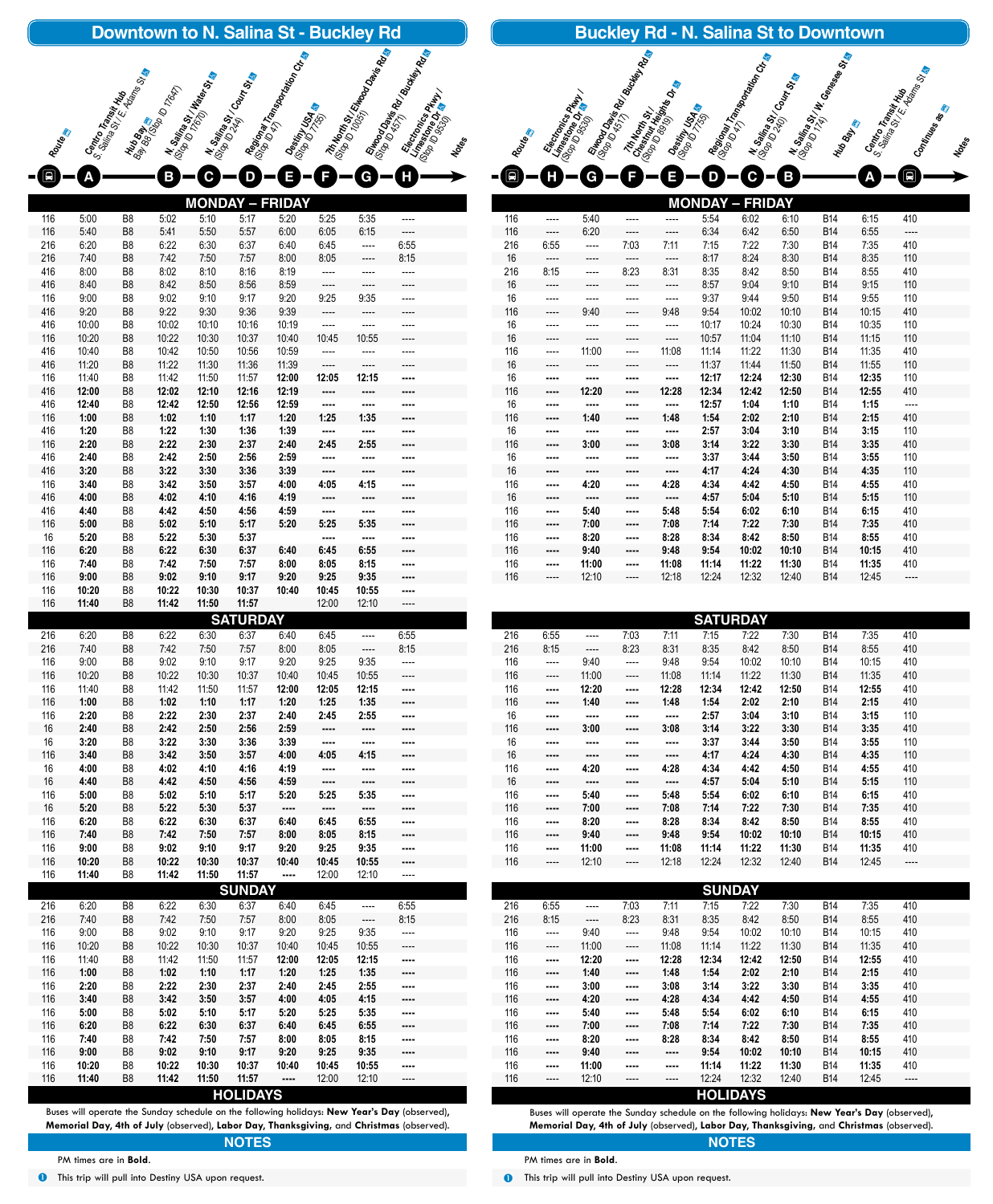# Downtown to N. Salina St - Buckley Rd

### MONDAY – FRIDAY

| Route | A: Centro Transit Hub (S. Salina St / E. Adams St) | Hub Bay (Bay B8 (Stop ID 17647)) | B: N. Salina St / Water St (Stop ID 17670) | C: N. Salina St / Court St (Stop ID 244) | D: Regional Transportation Ctr (Stop ID 47) | E: Destiny USA (Stop ID 7735) | F: 7th North St / Elwood Davis Rd (Stop ID 10031) | G: Elwood Davis Rd / Buckley Rd (Stop ID 4571) | H: Electronics Pkwy / Limestone Dr (Stop ID 9530) | Notes |
|---|---|---|---|---|---|---|---|---|---|---|
| 116 | 5:00 | B8 | 5:02 | 5:10 | 5:17 | 5:20 | 5:25 | 5:35 | ---- | |
| 116 | 5:40 | B8 | 5:41 | 5:50 | 5:57 | 6:00 | 6:05 | 6:15 | ---- | |
| 216 | 6:20 | B8 | 6:22 | 6:30 | 6:37 | 6:40 | 6:45 | ---- | 6:55 | |
| 216 | 7:40 | B8 | 7:42 | 7:50 | 7:57 | 8:00 | 8:05 | ---- | 8:15 | |
| 416 | 8:00 | B8 | 8:02 | 8:10 | 8:16 | 8:19 | ---- | ---- | ---- | |
| 416 | 8:40 | B8 | 8:42 | 8:50 | 8:56 | 8:59 | ---- | ---- | ---- | |
| 116 | 9:00 | B8 | 9:02 | 9:10 | 9:17 | 9:20 | 9:25 | 9:35 | ---- | |
| 416 | 9:20 | B8 | 9:22 | 9:30 | 9:36 | 9:39 | ---- | ---- | ---- | |
| 416 | 10:00 | B8 | 10:02 | 10:10 | 10:16 | 10:19 | ---- | ---- | ---- | |
| 116 | 10:20 | B8 | 10:22 | 10:30 | 10:37 | 10:40 | 10:45 | 10:55 | ---- | |
| 416 | 10:40 | B8 | 10:42 | 10:50 | 10:56 | 10:59 | ---- | ---- | ---- | |
| 416 | 11:20 | B8 | 11:22 | 11:30 | 11:36 | 11:39 | ---- | ---- | ---- | |
| 116 | 11:40 | B8 | 11:42 | 11:50 | 11:57 | **12:00** | **12:05** | **12:15** | ---- | |
| 416 | **12:00** | B8 | **12:02** | **12:10** | **12:16** | **12:19** | ---- | ---- | ---- | |
| 416 | **12:40** | B8 | **12:42** | **12:50** | **12:56** | **12:59** | ---- | ---- | ---- | |
| 116 | **1:00** | B8 | **1:02** | **1:10** | **1:17** | **1:20** | **1:25** | **1:35** | ---- | |
| 416 | **1:20** | B8 | **1:22** | **1:30** | **1:36** | **1:39** | ---- | ---- | ---- | |
| 116 | **2:20** | B8 | **2:22** | **2:30** | **2:37** | **2:40** | **2:45** | **2:55** | ---- | |
| 416 | **2:40** | B8 | **2:42** | **2:50** | **2:56** | **2:59** | ---- | ---- | ---- | |
| 416 | **3:20** | B8 | **3:22** | **3:30** | **3:36** | **3:39** | ---- | ---- | ---- | |
| 116 | **3:40** | B8 | **3:42** | **3:50** | **3:57** | **4:00** | **4:05** | **4:15** | ---- | |
| 416 | **4:00** | B8 | **4:02** | **4:10** | **4:16** | **4:19** | ---- | ---- | ---- | |
| 416 | **4:40** | B8 | **4:42** | **4:50** | **4:56** | **4:59** | ---- | ---- | ---- | |
| 116 | **5:00** | B8 | **5:02** | **5:10** | **5:17** | **5:20** | **5:25** | **5:35** | ---- | |
| 16 | **5:20** | B8 | **5:22** | **5:30** | **5:37** | | ---- | ---- | ---- | |
| 116 | **6:20** | B8 | **6:22** | **6:30** | **6:37** | **6:40** | **6:45** | **6:55** | ---- | |
| 116 | **7:40** | B8 | **7:42** | **7:50** | **7:57** | **8:00** | **8:05** | **8:15** | ---- | |
| 116 | **9:00** | B8 | **9:02** | **9:10** | **9:17** | **9:20** | **9:25** | **9:35** | ---- | |
| 116 | **10:20** | B8 | **10:22** | **10:30** | **10:37** | **10:40** | **10:45** | **10:55** | ---- | |
| 116 | **11:40** | B8 | **11:42** | **11:50** | **11:57** | | 12:00 | 12:10 | ---- | |

### SATURDAY

| Route | A | Hub Bay | B | C | D | E | F | G | H | Notes |
|---|---|---|---|---|---|---|---|---|---|---|
| 216 | 6:20 | B8 | 6:22 | 6:30 | 6:37 | 6:40 | 6:45 | ---- | 6:55 | |
| 216 | 7:40 | B8 | 7:42 | 7:50 | 7:57 | 8:00 | 8:05 | ---- | 8:15 | |
| 116 | 9:00 | B8 | 9:02 | 9:10 | 9:17 | 9:20 | 9:25 | 9:35 | ---- | |
| 116 | 10:20 | B8 | 10:22 | 10:30 | 10:37 | 10:40 | 10:45 | 10:55 | ---- | |
| 116 | 11:40 | B8 | 11:42 | 11:50 | 11:57 | **12:00** | **12:05** | **12:15** | ---- | |
| 116 | **1:00** | B8 | **1:02** | **1:10** | **1:17** | **1:20** | **1:25** | **1:35** | ---- | |
| 116 | **2:20** | B8 | **2:22** | **2:30** | **2:37** | **2:40** | **2:45** | **2:55** | ---- | |
| 16 | **2:40** | B8 | **2:42** | **2:50** | **2:56** | **2:59** | ---- | ---- | ---- | |
| 16 | **3:20** | B8 | **3:22** | **3:30** | **3:36** | **3:39** | ---- | ---- | ---- | |
| 116 | **3:40** | B8 | **3:42** | **3:50** | **3:57** | **4:00** | **4:05** | **4:15** | ---- | |
| 16 | **4:00** | B8 | **4:02** | **4:10** | **4:16** | **4:19** | ---- | ---- | ---- | |
| 16 | **4:40** | B8 | **4:42** | **4:50** | **4:56** | **4:59** | ---- | ---- | ---- | |
| 116 | **5:00** | B8 | **5:02** | **5:10** | **5:17** | **5:20** | **5:25** | **5:35** | ---- | |
| 16 | **5:20** | B8 | **5:22** | **5:30** | **5:37** | ---- | ---- | ---- | ---- | |
| 116 | **6:20** | B8 | **6:22** | **6:30** | **6:37** | **6:40** | **6:45** | **6:55** | ---- | |
| 116 | **7:40** | B8 | **7:42** | **7:50** | **7:57** | **8:00** | **8:05** | **8:15** | ---- | |
| 116 | **9:00** | B8 | **9:02** | **9:10** | **9:17** | **9:20** | **9:25** | **9:35** | ---- | |
| 116 | **10:20** | B8 | **10:22** | **10:30** | **10:37** | **10:40** | **10:45** | **10:55** | ---- | |
| 116 | **11:40** | B8 | **11:42** | **11:50** | **11:57** | ---- | 12:00 | 12:10 | ---- | |

### SUNDAY

| Route | A | Hub Bay | B | C | D | E | F | G | H | Notes |
|---|---|---|---|---|---|---|---|---|---|---|
| 216 | 6:20 | B8 | 6:22 | 6:30 | 6:37 | 6:40 | 6:45 | ---- | 6:55 | |
| 216 | 7:40 | B8 | 7:42 | 7:50 | 7:57 | 8:00 | 8:05 | ---- | 8:15 | |
| 116 | 9:00 | B8 | 9:02 | 9:10 | 9:17 | 9:20 | 9:25 | 9:35 | ---- | |
| 116 | 10:20 | B8 | 10:22 | 10:30 | 10:37 | 10:40 | 10:45 | 10:55 | ---- | |
| 116 | 11:40 | B8 | 11:42 | 11:50 | 11:57 | **12:00** | **12:05** | **12:15** | ---- | |
| 116 | **1:00** | B8 | **1:02** | **1:10** | **1:17** | **1:20** | **1:25** | **1:35** | ---- | |
| 116 | **2:20** | B8 | **2:22** | **2:30** | **2:37** | **2:40** | **2:45** | **2:55** | ---- | |
| 116 | **3:40** | B8 | **3:42** | **3:50** | **3:57** | **4:00** | **4:05** | **4:15** | ---- | |
| 116 | **5:00** | B8 | **5:02** | **5:10** | **5:17** | **5:20** | **5:25** | **5:35** | ---- | |
| 116 | **6:20** | B8 | **6:22** | **6:30** | **6:37** | **6:40** | **6:45** | **6:55** | ---- | |
| 116 | **7:40** | B8 | **7:42** | **7:50** | **7:57** | **8:00** | **8:05** | **8:15** | ---- | |
| 116 | **9:00** | B8 | **9:02** | **9:10** | **9:17** | **9:20** | **9:25** | **9:35** | ---- | |
| 116 | **10:20** | B8 | **10:22** | **10:30** | **10:37** | **10:40** | **10:45** | **10:55** | ---- | |
| 116 | **11:40** | B8 | **11:42** | **11:50** | **11:57** | ---- | 12:00 | 12:10 | ---- | |

## HOLIDAYS

Buses will operate the Sunday schedule on the following holidays: **New Year's Day** (observed), **Memorial Day**, **4th of July** (observed), **Labor Day**, **Thanksgiving**, and **Christmas** (observed).

## NOTES

PM times are in **Bold**.

1. This trip will pull into Destiny USA upon request.

# Buckley Rd - N. Salina St to Downtown

### MONDAY – FRIDAY

| Route | H: Electronics Pkwy / Limestone Dr (Stop ID 9530) | G: Elwood Davis Rd / Buckley Rd (Stop ID 4517) | F: 7th North St / Chestnut Heights Dr (Stop ID 8919) | E: Destiny USA (Stop ID 7735) | D: Regional Transportation Ctr (Stop ID 47) | C: N. Salina St / Court St (Stop ID 240) | B: N. Salina St / W. Genesee St (Stop ID 174) | Hub Bay | A: Centro Transit Hub (S. Salina St / E. Adams St) | Continues as | Notes |
|---|---|---|---|---|---|---|---|---|---|---|---|
| 116 | ---- | 5:40 | ---- | ---- | 5:54 | 6:02 | 6:10 | B14 | 6:15 | 410 | |
| 116 | ---- | 6:20 | ---- | ---- | 6:34 | 6:42 | 6:50 | B14 | 6:55 | ---- | |
| 216 | 6:55 | ---- | 7:03 | 7:11 | 7:15 | 7:22 | 7:30 | B14 | 7:35 | 410 | |
| 16 | ---- | ---- | ---- | ---- | 8:17 | 8:24 | 8:30 | B14 | 8:35 | 110 | |
| 216 | 8:15 | ---- | 8:23 | 8:31 | 8:35 | 8:42 | 8:50 | B14 | 8:55 | 410 | |
| 16 | ---- | ---- | ---- | ---- | 8:57 | 9:04 | 9:10 | B14 | 9:15 | 110 | |
| 16 | ---- | ---- | ---- | ---- | 9:37 | 9:44 | 9:50 | B14 | 9:55 | 110 | |
| 116 | ---- | 9:40 | ---- | 9:48 | 9:54 | 10:02 | 10:10 | B14 | 10:15 | 410 | |
| 16 | ---- | ---- | ---- | ---- | 10:17 | 10:24 | 10:30 | B14 | 10:35 | 110 | |
| 16 | ---- | ---- | ---- | ---- | 10:57 | 11:04 | 11:10 | B14 | 11:15 | 110 | |
| 116 | ---- | 11:00 | ---- | 11:08 | 11:14 | 11:22 | 11:30 | B14 | 11:35 | 410 | |
| 16 | ---- | ---- | ---- | ---- | 11:37 | 11:44 | 11:50 | B14 | 11:55 | 110 | |
| 16 | ---- | ---- | ---- | ---- | **12:17** | **12:24** | **12:30** | B14 | **12:35** | 110 | |
| 116 | ---- | **12:20** | ---- | **12:28** | **12:34** | **12:42** | **12:50** | B14 | **12:55** | 410 | |
| 16 | ---- | ---- | ---- | ---- | **12:57** | **1:04** | **1:10** | B14 | **1:15** | ---- | |
| 116 | ---- | **1:40** | ---- | **1:48** | **1:54** | **2:02** | **2:10** | B14 | **2:15** | 410 | |
| 16 | ---- | ---- | ---- | ---- | **2:57** | **3:04** | **3:10** | B14 | **3:15** | 110 | |
| 116 | ---- | **3:00** | ---- | **3:08** | **3:14** | **3:22** | **3:30** | B14 | **3:35** | 410 | |
| 16 | ---- | ---- | ---- | ---- | **3:37** | **3:44** | **3:50** | B14 | **3:55** | 110 | |
| 16 | ---- | ---- | ---- | ---- | **4:17** | **4:24** | **4:30** | B14 | **4:35** | 110 | |
| 116 | ---- | **4:20** | ---- | **4:28** | **4:34** | **4:42** | **4:50** | B14 | **4:55** | 410 | |
| 16 | ---- | ---- | ---- | ---- | **4:57** | **5:04** | **5:10** | B14 | **5:15** | 110 | |
| 116 | ---- | **5:40** | ---- | **5:48** | **5:54** | **6:02** | **6:10** | B14 | **6:15** | 410 | |
| 116 | ---- | **7:00** | ---- | **7:08** | **7:14** | **7:22** | **7:30** | B14 | **7:35** | 410 | |
| 116 | ---- | **8:20** | ---- | **8:28** | **8:34** | **8:42** | **8:50** | B14 | **8:55** | 410 | |
| 116 | ---- | **9:40** | ---- | **9:48** | **9:54** | **10:02** | **10:10** | B14 | **10:15** | 410 | |
| 116 | ---- | **11:00** | ---- | **11:08** | **11:14** | **11:22** | **11:30** | B14 | **11:35** | 410 | |
| 116 | ---- | 12:10 | ---- | 12:18 | 12:24 | 12:32 | 12:40 | B14 | 12:45 | ---- | |

### SATURDAY

| Route | H | G | F | E | D | C | B | Hub Bay | A | Continues as | Notes |
|---|---|---|---|---|---|---|---|---|---|---|---|
| 216 | 6:55 | ---- | 7:03 | 7:11 | 7:15 | 7:22 | 7:30 | B14 | 7:35 | 410 | |
| 216 | 8:15 | ---- | 8:23 | 8:31 | 8:35 | 8:42 | 8:50 | B14 | 8:55 | 410 | |
| 116 | ---- | 9:40 | ---- | 9:48 | 9:54 | 10:02 | 10:10 | B14 | 10:15 | 410 | |
| 116 | ---- | 11:00 | ---- | 11:08 | 11:14 | 11:22 | 11:30 | B14 | 11:35 | 410 | |
| 116 | ---- | **12:20** | ---- | **12:28** | **12:34** | **12:42** | **12:50** | B14 | **12:55** | 410 | |
| 116 | ---- | **1:40** | ---- | **1:48** | **1:54** | **2:02** | **2:10** | B14 | **2:15** | 410 | |
| 16 | ---- | ---- | ---- | ---- | **2:57** | **3:04** | **3:10** | B14 | **3:15** | 110 | |
| 116 | ---- | **3:00** | ---- | **3:08** | **3:14** | **3:22** | **3:30** | B14 | **3:35** | 410 | |
| 16 | ---- | ---- | ---- | ---- | **3:37** | **3:44** | **3:50** | B14 | **3:55** | 110 | |
| 16 | ---- | ---- | ---- | ---- | **4:17** | **4:24** | **4:30** | B14 | **4:35** | 110 | |
| 116 | ---- | **4:20** | ---- | **4:28** | **4:34** | **4:42** | **4:50** | B14 | **4:55** | 410 | |
| 16 | ---- | ---- | ---- | ---- | **4:57** | **5:04** | **5:10** | B14 | **5:15** | 110 | |
| 116 | ---- | **5:40** | ---- | **5:48** | **5:54** | **6:02** | **6:10** | B14 | **6:15** | 410 | |
| 116 | ---- | **7:00** | ---- | **7:08** | **7:14** | **7:22** | **7:30** | B14 | **7:35** | 410 | |
| 116 | ---- | **8:20** | ---- | **8:28** | **8:34** | **8:42** | **8:50** | B14 | **8:55** | 410 | |
| 116 | ---- | **9:40** | ---- | **9:48** | **9:54** | **10:02** | **10:10** | B14 | **10:15** | 410 | |
| 116 | ---- | **11:00** | ---- | **11:08** | **11:14** | **11:22** | **11:30** | B14 | **11:35** | 410 | |
| 116 | ---- | 12:10 | ---- | 12:18 | 12:24 | 12:32 | 12:40 | B14 | 12:45 | ---- | |

### SUNDAY

| Route | H | G | F | E | D | C | B | Hub Bay | A | Continues as | Notes |
|---|---|---|---|---|---|---|---|---|---|---|---|
| 216 | 6:55 | ---- | 7:03 | 7:11 | 7:15 | 7:22 | 7:30 | B14 | 7:35 | 410 | |
| 216 | 8:15 | ---- | 8:23 | 8:31 | 8:35 | 8:42 | 8:50 | B14 | 8:55 | 410 | |
| 116 | ---- | 9:40 | ---- | 9:48 | 9:54 | 10:02 | 10:10 | B14 | 10:15 | 410 | |
| 116 | ---- | 11:00 | ---- | 11:08 | 11:14 | 11:22 | 11:30 | B14 | 11:35 | 410 | |
| 116 | ---- | **12:20** | ---- | **12:28** | **12:34** | **12:42** | **12:50** | B14 | **12:55** | 410 | |
| 116 | ---- | **1:40** | ---- | **1:48** | **1:54** | **2:02** | **2:10** | B14 | **2:15** | 410 | |
| 116 | ---- | **3:00** | ---- | **3:08** | **3:14** | **3:22** | **3:30** | B14 | **3:35** | 410 | |
| 116 | ---- | **4:20** | ---- | **4:28** | **4:34** | **4:42** | **4:50** | B14 | **4:55** | 410 | |
| 116 | ---- | **5:40** | ---- | **5:48** | **5:54** | **6:02** | **6:10** | B14 | **6:15** | 410 | |
| 116 | ---- | **7:00** | ---- | **7:08** | **7:14** | **7:22** | **7:30** | B14 | **7:35** | 410 | |
| 116 | ---- | **8:20** | ---- | **8:28** | **8:34** | **8:42** | **8:50** | B14 | **8:55** | 410 | |
| 116 | ---- | **9:40** | ---- | ---- | **9:54** | **10:02** | **10:10** | B14 | **10:15** | 410 | |
| 116 | ---- | **11:00** | ---- | ---- | **11:14** | **11:22** | **11:30** | B14 | **11:35** | 410 | |
| 116 | ---- | 12:10 | ---- | ---- | 12:24 | 12:32 | 12:40 | B14 | 12:45 | ---- | |

## HOLIDAYS

Buses will operate the Sunday schedule on the following holidays: **New Year's Day** (observed), **Memorial Day**, **4th of July** (observed), **Labor Day**, **Thanksgiving**, and **Christmas** (observed).

## NOTES

PM times are in **Bold**.

1. This trip will pull into Destiny USA upon request.